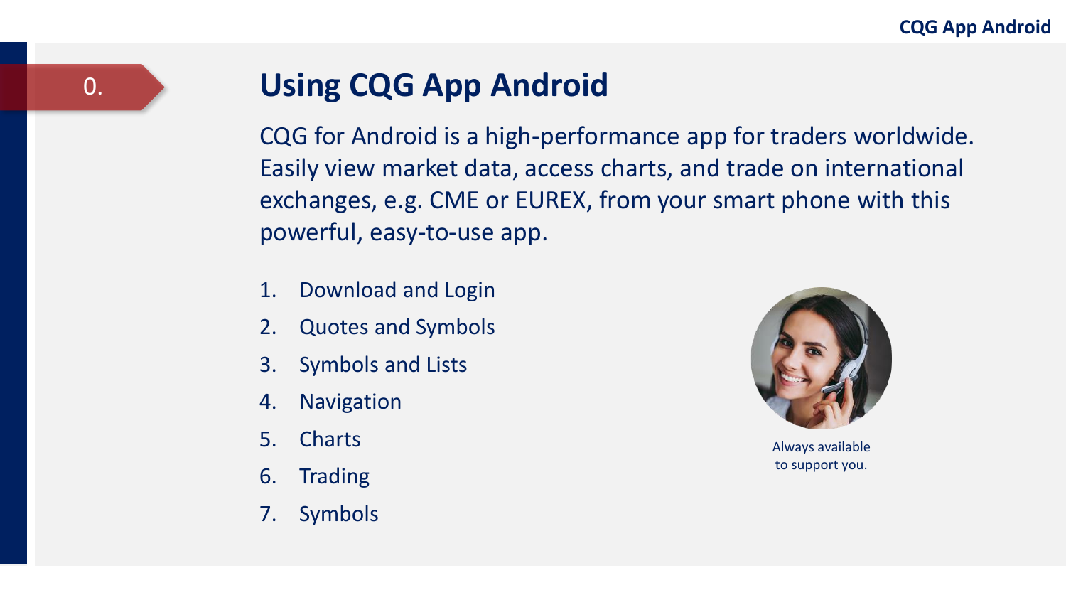0.

# Using CQG App Android

CQG for Android is a high-performance app for traders worldwide. Easily view market data, access charts, and trade on international exchanges, e.g. CME or EUREX, from your smart phone with this powerful, easy-to-use app.

1. Download and Login
2. Quotes and Symbols
3. Symbols and Lists
4. Navigation
5. Charts
6. Trading
7. Symbols

Always available to support you.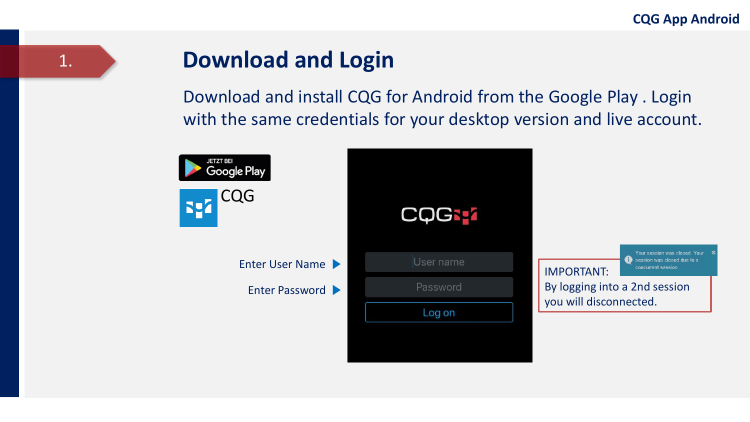# 1. Download and Login

Download and install CQG for Android from the Google Play . Login with the same credentials for your desktop version and live account.

JETZT BEI Google Play

CQG

Enter User Name ▶

Enter Password ▶

User name

Password

Log on

Your session was closed. Your session was closed due to a concurrent session.

IMPORTANT:
By logging into a 2nd session you will disconnected.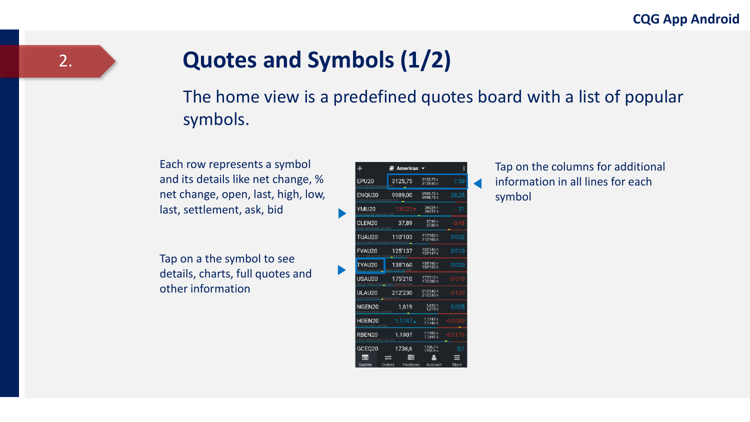# 2. Quotes and Symbols (1/2)

The home view is a predefined quotes board with a list of popular symbols.

Each row represents a symbol and its details like net change, % net change, open, last, high, low, last, settlement, ask, bid

Tap on a the symbol to see details, charts, full quotes and other information

Tap on the columns for additional information in all lines for each symbol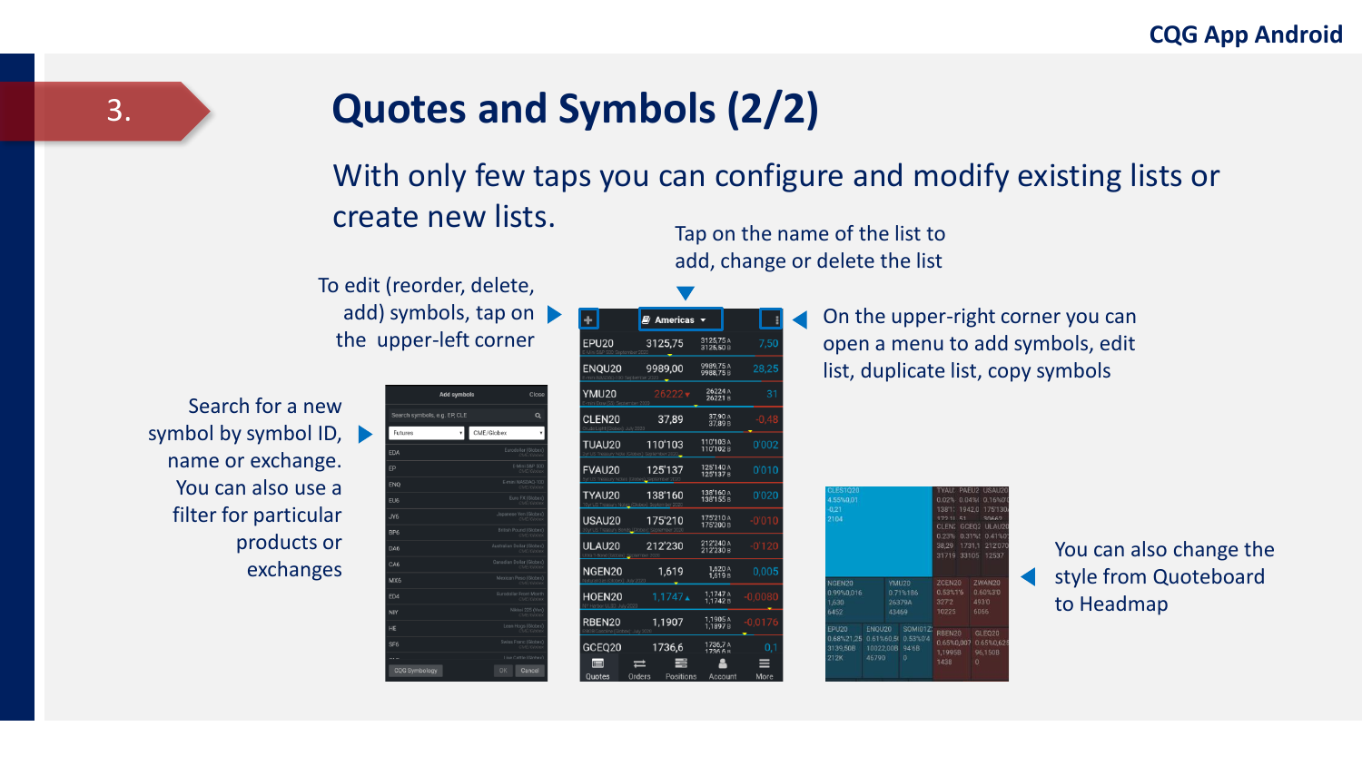# 3. Quotes and Symbols (2/2)

With only few taps you can configure and modify existing lists or create new lists.

Tap on the name of the list to add, change or delete the list

To edit (reorder, delete, add) symbols, tap on the upper-left corner

On the upper-right corner you can open a menu to add symbols, edit list, duplicate list, copy symbols

Search for a new symbol by symbol ID, name or exchange. You can also use a filter for particular products or exchanges

You can also change the style from Quoteboard to Headmap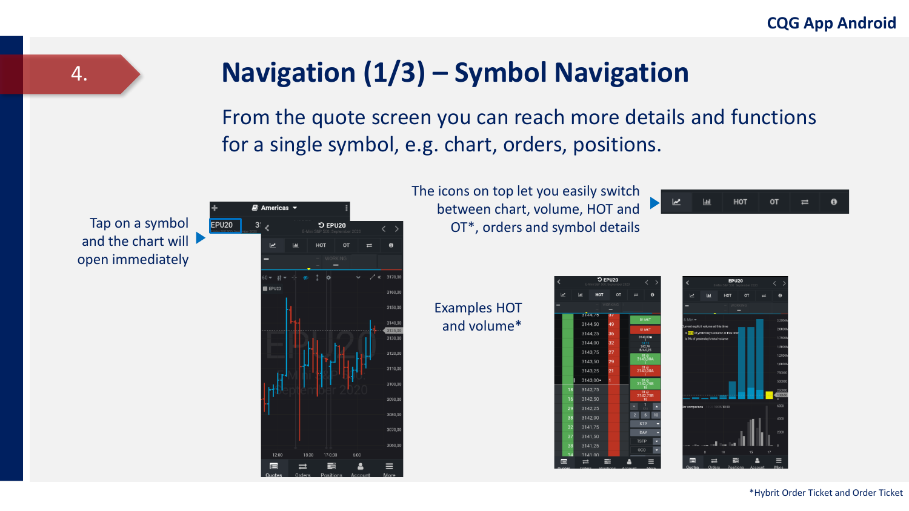## 4.

# Navigation (1/3) – Symbol Navigation

From the quote screen you can reach more details and functions for a single symbol, e.g. chart, orders, positions.

Tap on a symbol and the chart will open immediately

The icons on top let you easily switch between chart, volume, HOT and OT*, orders and symbol details

Examples HOT and volume*

*Hybrit Order Ticket and Order Ticket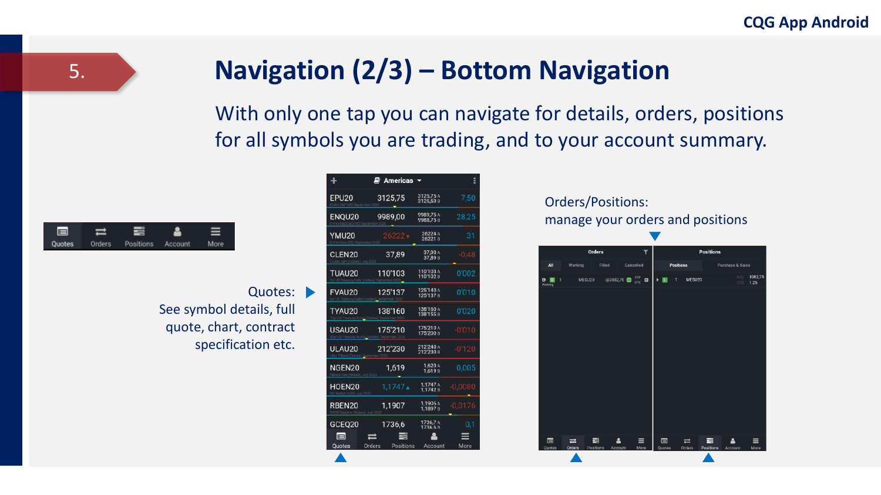# Navigation (2/3) – Bottom Navigation

With only one tap you can navigate for details, orders, positions for all symbols you are trading, and to your account summary.

Quotes: See symbol details, full quote, chart, contract specification etc.

Orders/Positions: manage your orders and positions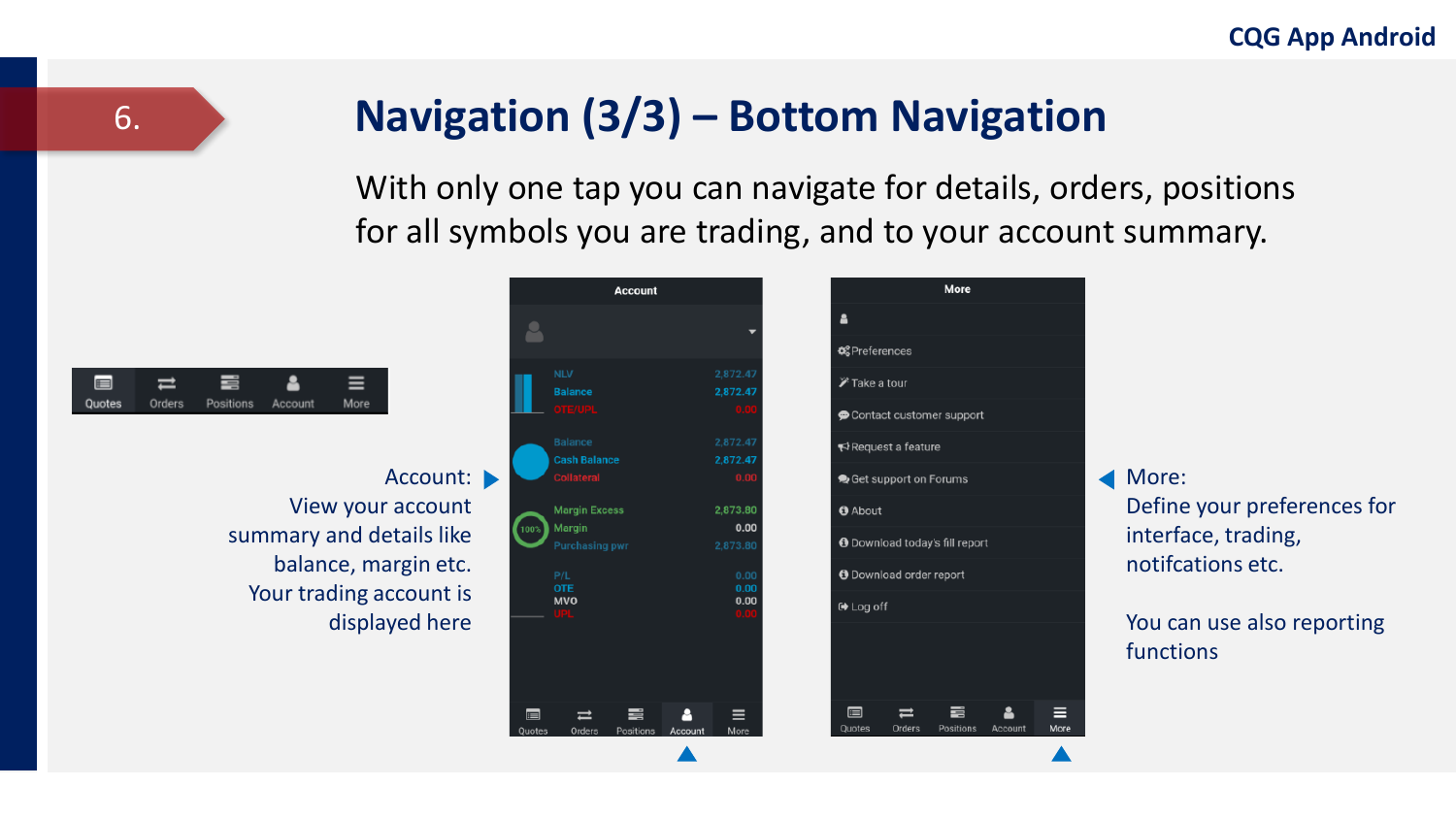6.

# Navigation (3/3) – Bottom Navigation

With only one tap you can navigate for details, orders, positions for all symbols you are trading, and to your account summary.

Quotes | Orders | Positions | Account | More

Account:
View your account summary and details like balance, margin etc. Your trading account is displayed here

More:
Define your preferences for interface, trading, notifcations etc.

You can use also reporting functions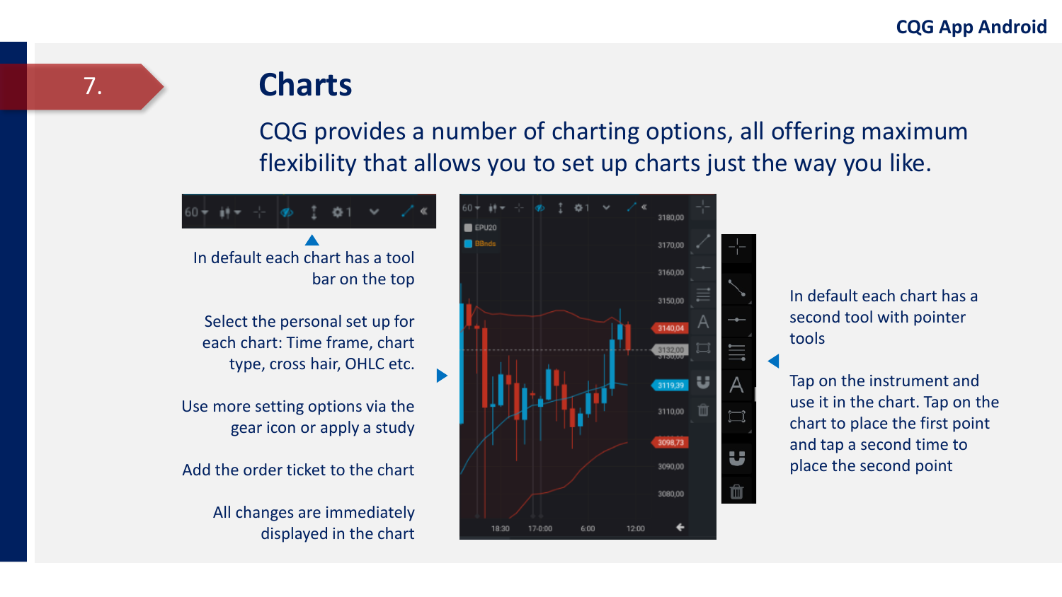# 7. Charts

CQG provides a number of charting options, all offering maximum flexibility that allows you to set up charts just the way you like.

In default each chart has a tool bar on the top

Select the personal set up for each chart: Time frame, chart type, cross hair, OHLC etc.

Use more setting options via the gear icon or apply a study

Add the order ticket to the chart

All changes are immediately displayed in the chart

In default each chart has a second tool with pointer tools

Tap on the instrument and use it in the chart. Tap on the chart to place the first point and tap a second time to place the second point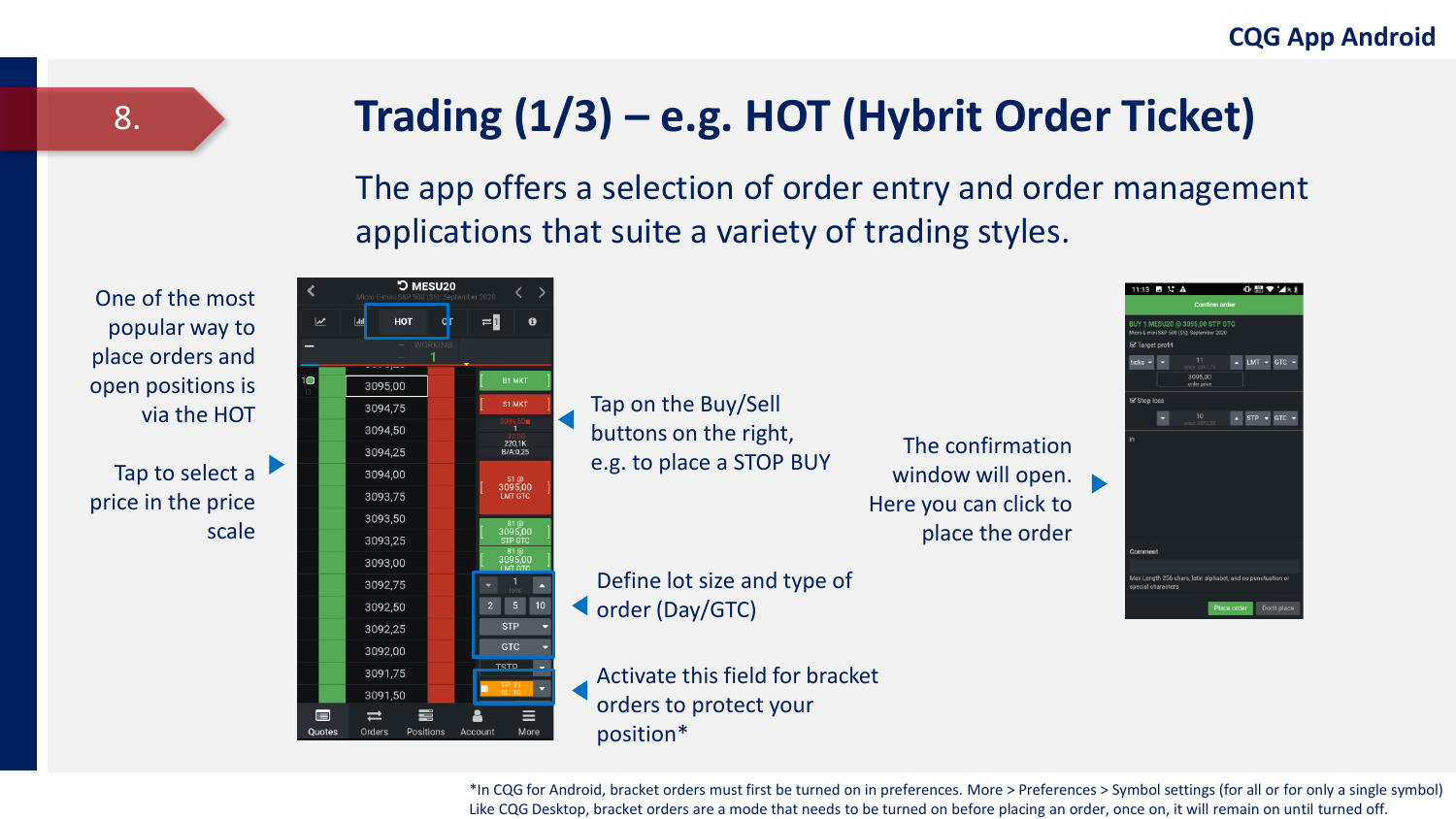# 8. Trading (1/3) – e.g. HOT (Hybrit Order Ticket)

The app offers a selection of order entry and order management applications that suite a variety of trading styles.

One of the most popular way to place orders and open positions is via the HOT

Tap to select a price in the price scale

Tap on the Buy/Sell buttons on the right, e.g. to place a STOP BUY

Define lot size and type of order (Day/GTC)

Activate this field for bracket orders to protect your position*

The confirmation window will open. Here you can click to place the order

*In CQG for Android, bracket orders must first be turned on in preferences. More > Preferences > Symbol settings (for all or for only a single symbol) Like CQG Desktop, bracket orders are a mode that needs to be turned on before placing an order, once on, it will remain on until turned off.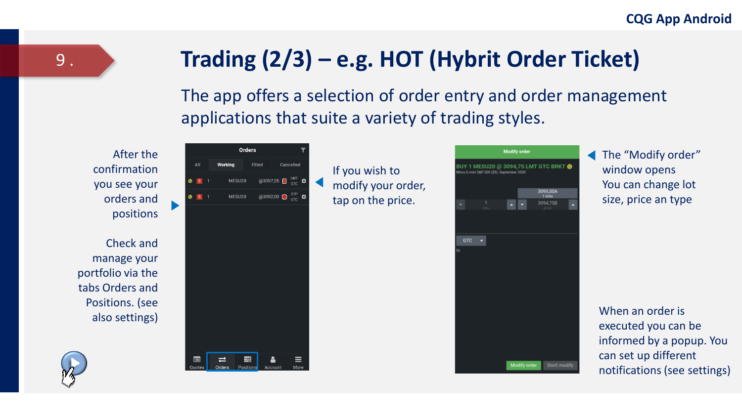# Trading (2/3) – e.g. HOT (Hybrit Order Ticket)

The app offers a selection of order entry and order management applications that suite a variety of trading styles.

After the confirmation you see your orders and positions

Check and manage your portfolio via the tabs Orders and Positions. (see also settings)

If you wish to modify your order, tap on the price.

The “Modify order” window opens
You can change lot size, price an type

When an order is executed you can be informed by a popup. You can set up different notifications (see settings)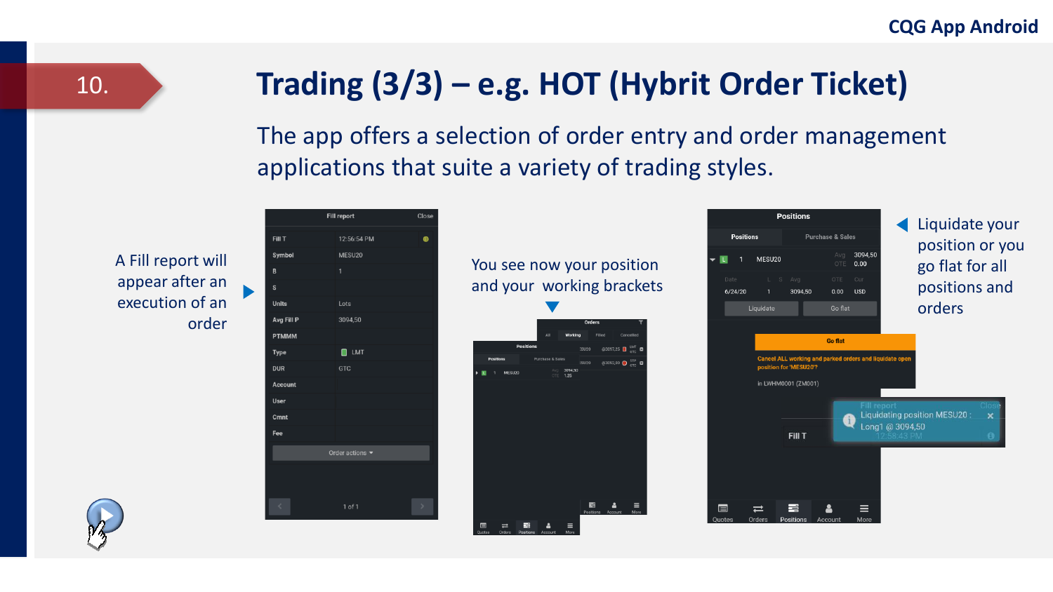# 10. Trading (3/3) – e.g. HOT (Hybrit Order Ticket)

The app offers a selection of order entry and order management applications that suite a variety of trading styles.

A Fill report will appear after an execution of an order

You see now your position and your working brackets

Liquidate your position or you go flat for all positions and orders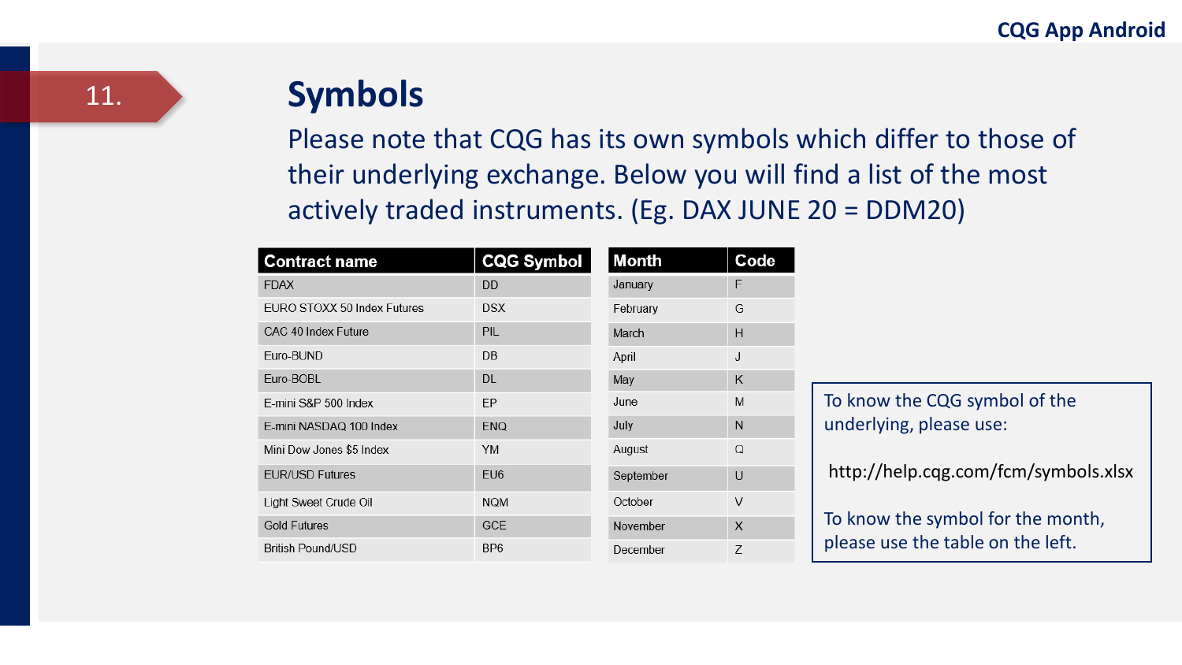## 11. Symbols

Please note that CQG has its own symbols which differ to those of their underlying exchange. Below you will find a list of the most actively traded instruments. (Eg. DAX JUNE 20 = DDM20)

| Contract name | CQG Symbol |
| --- | --- |
| FDAX | DD |
| EURO STOXX 50 Index Futures | DSX |
| CAC 40 Index Future | PIL |
| Euro-BUND | DB |
| Euro-BOBL | DL |
| E-mini S&P 500 Index | EP |
| E-mini NASDAQ 100 Index | ENQ |
| Mini Dow Jones $5 Index | YM |
| EUR/USD Futures | EU6 |
| Light Sweet Crude Oil | NQM |
| Gold Futures | GCE |
| British Pound/USD | BP6 |

| Month | Code |
| --- | --- |
| January | F |
| February | G |
| March | H |
| April | J |
| May | K |
| June | M |
| July | N |
| August | Q |
| September | U |
| October | V |
| November | X |
| December | Z |

To know the CQG symbol of the underlying, please use:

http://help.cqg.com/fcm/symbols.xlsx

To know the symbol for the month, please use the table on the left.